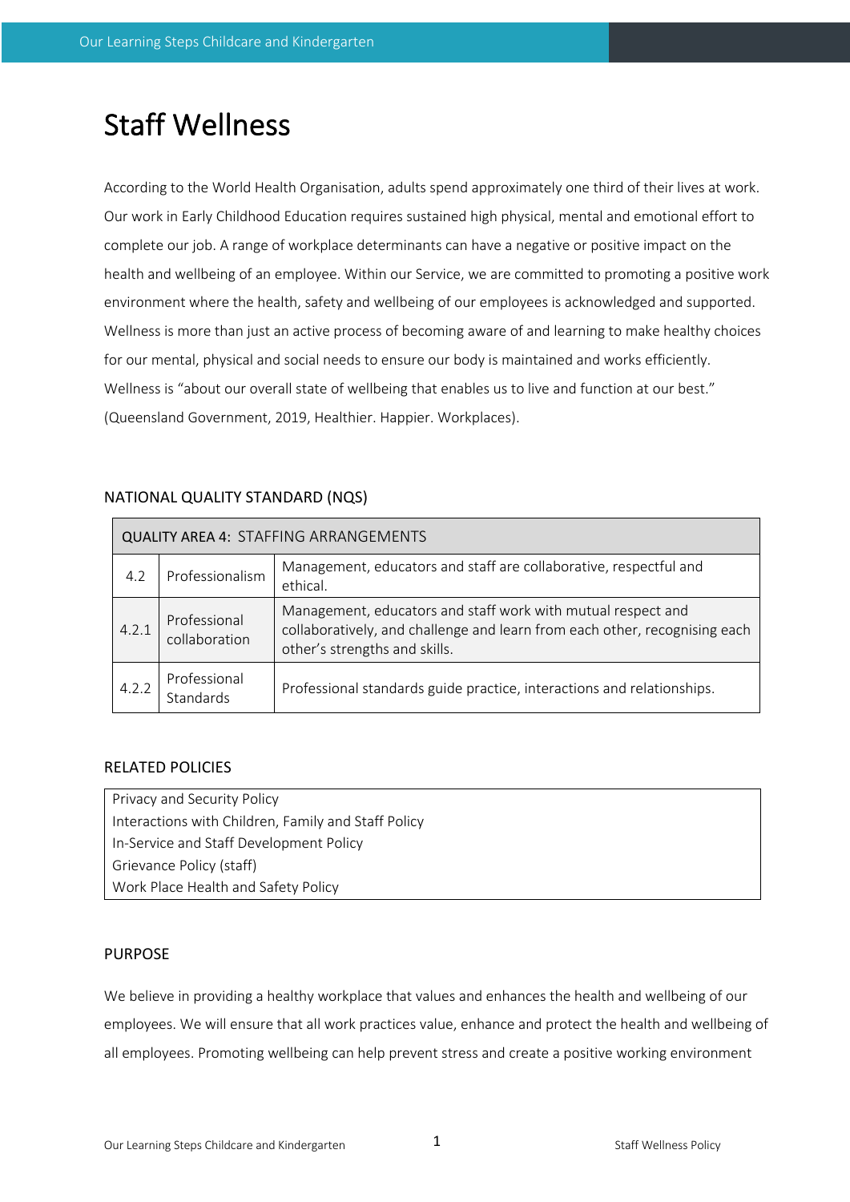# Staff Wellness

According to the World Health Organisation, adults spend approximately one third of their lives at work. Our work in Early Childhood Education requires sustained high physical, mental and emotional effort to complete our job. A range of workplace determinants can have a negative or positive impact on the health and wellbeing of an employee. Within our Service, we are committed to promoting a positive work environment where the health, safety and wellbeing of our employees is acknowledged and supported. Wellness is more than just an active process of becoming aware of and learning to make healthy choices for our mental, physical and social needs to ensure our body is maintained and works efficiently. Wellness is "about our overall state of wellbeing that enables us to live and function at our best." (Queensland Government, 2019, Healthier. Happier. Workplaces).

## NATIONAL QUALITY STANDARD (NQS)

| QUALITY AREA 4: STAFFING ARRANGEMENTS | | |
|---|---|---|
| 4.2 | Professionalism | Management, educators and staff are collaborative, respectful and ethical. |
| 4.2.1 | Professional collaboration | Management, educators and staff work with mutual respect and collaboratively, and challenge and learn from each other, recognising each other's strengths and skills. |
| 4.2.2 | Professional Standards | Professional standards guide practice, interactions and relationships. |

## RELATED POLICIES

| |
|---|
| Privacy and Security Policy |
| Interactions with Children, Family and Staff Policy |
| In-Service and Staff Development Policy |
| Grievance Policy (staff) |
| Work Place Health and Safety Policy |

## PURPOSE

We believe in providing a healthy workplace that values and enhances the health and wellbeing of our employees. We will ensure that all work practices value, enhance and protect the health and wellbeing of all employees. Promoting wellbeing can help prevent stress and create a positive working environment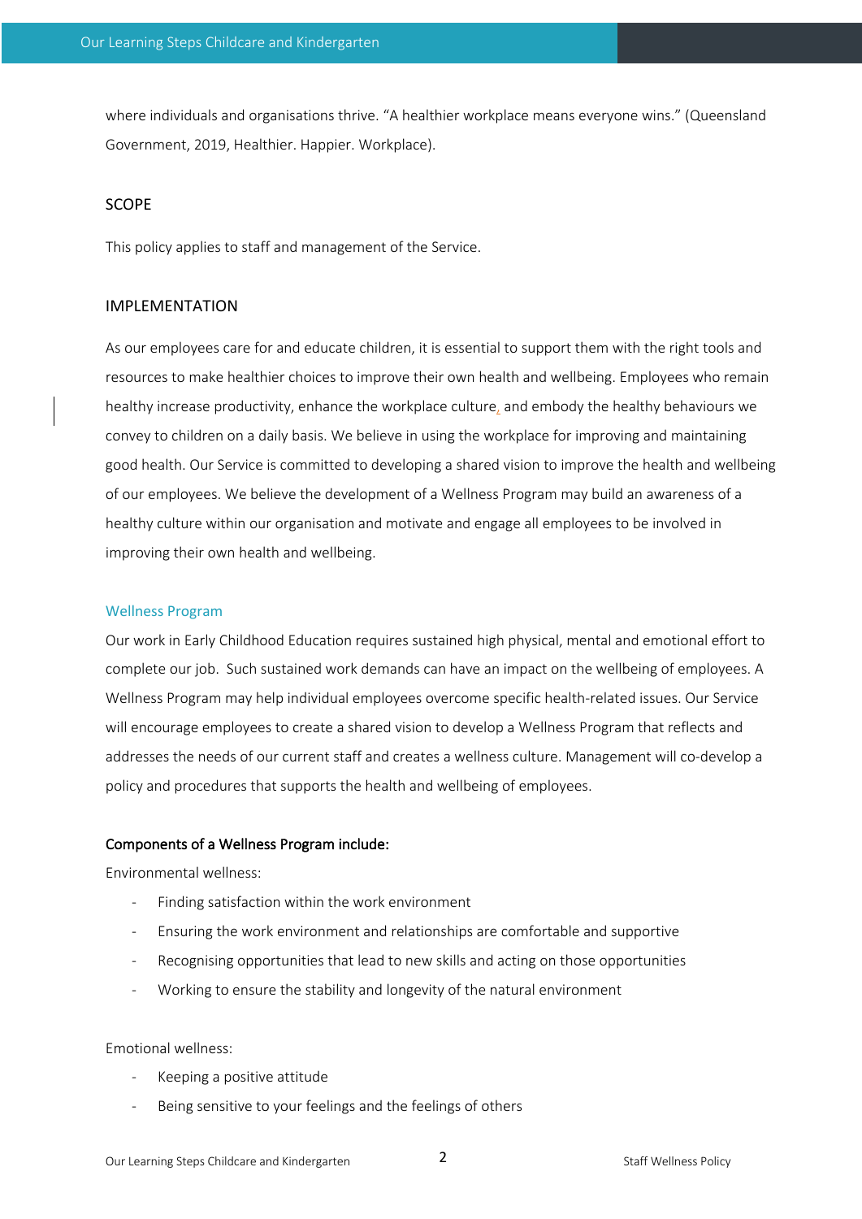where individuals and organisations thrive. "A healthier workplace means everyone wins." (Queensland Government, 2019, Healthier. Happier. Workplace).

## SCOPE

This policy applies to staff and management of the Service.

## IMPLEMENTATION

As our employees care for and educate children, it is essential to support them with the right tools and resources to make healthier choices to improve their own health and wellbeing. Employees who remain healthy increase productivity, enhance the workplace culture, and embody the healthy behaviours we convey to children on a daily basis. We believe in using the workplace for improving and maintaining good health. Our Service is committed to developing a shared vision to improve the health and wellbeing of our employees. We believe the development of a Wellness Program may build an awareness of a healthy culture within our organisation and motivate and engage all employees to be involved in improving their own health and wellbeing.

### Wellness Program

Our work in Early Childhood Education requires sustained high physical, mental and emotional effort to complete our job. Such sustained work demands can have an impact on the wellbeing of employees. A Wellness Program may help individual employees overcome specific health-related issues. Our Service will encourage employees to create a shared vision to develop a Wellness Program that reflects and addresses the needs of our current staff and creates a wellness culture. Management will co-develop a policy and procedures that supports the health and wellbeing of employees.

**Components of a Wellness Program include:**

Environmental wellness:

- Finding satisfaction within the work environment
- Ensuring the work environment and relationships are comfortable and supportive
- Recognising opportunities that lead to new skills and acting on those opportunities
- Working to ensure the stability and longevity of the natural environment

Emotional wellness:

- Keeping a positive attitude
- Being sensitive to your feelings and the feelings of others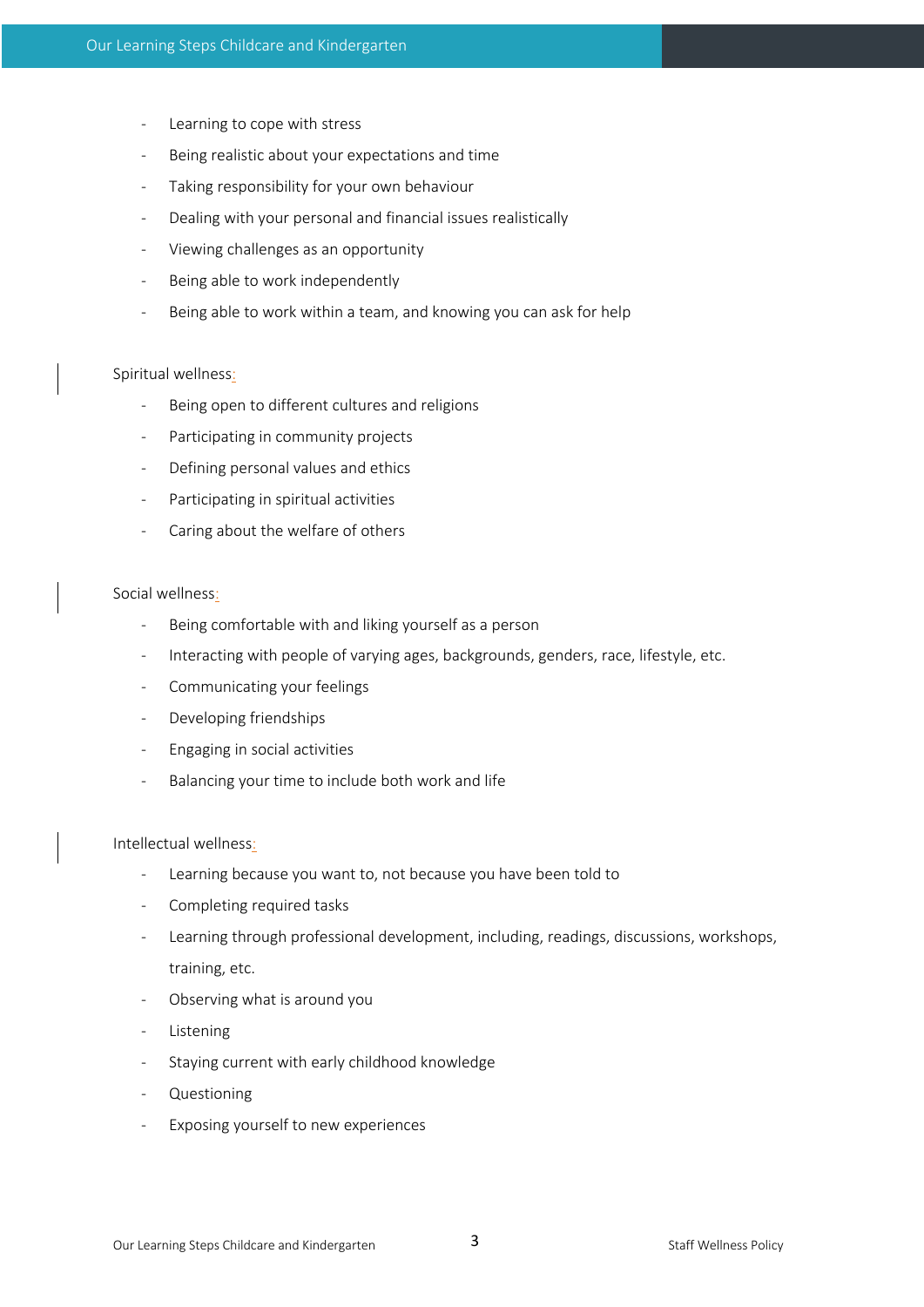- Learning to cope with stress
- Being realistic about your expectations and time
- Taking responsibility for your own behaviour
- Dealing with your personal and financial issues realistically
- Viewing challenges as an opportunity
- Being able to work independently
- Being able to work within a team, and knowing you can ask for help

Spiritual wellness:

- Being open to different cultures and religions
- Participating in community projects
- Defining personal values and ethics
- Participating in spiritual activities
- Caring about the welfare of others

Social wellness:

- Being comfortable with and liking yourself as a person
- Interacting with people of varying ages, backgrounds, genders, race, lifestyle, etc.
- Communicating your feelings
- Developing friendships
- Engaging in social activities
- Balancing your time to include both work and life

Intellectual wellness:

- Learning because you want to, not because you have been told to
- Completing required tasks
- Learning through professional development, including, readings, discussions, workshops, training, etc.
- Observing what is around you
- Listening
- Staying current with early childhood knowledge
- Questioning
- Exposing yourself to new experiences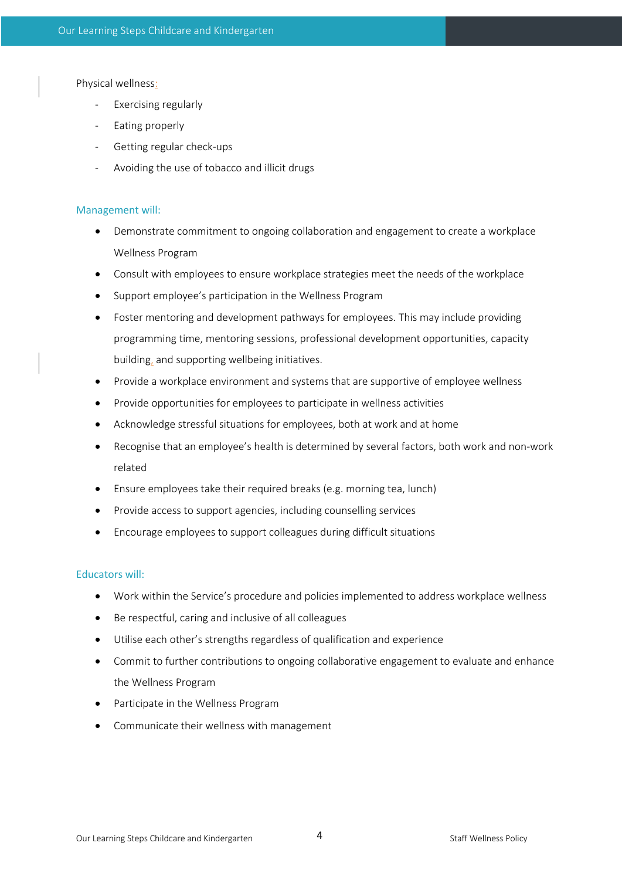Physical wellness:

- Exercising regularly
- Eating properly
- Getting regular check-ups
- Avoiding the use of tobacco and illicit drugs

### Management will:

- Demonstrate commitment to ongoing collaboration and engagement to create a workplace Wellness Program
- Consult with employees to ensure workplace strategies meet the needs of the workplace
- Support employee's participation in the Wellness Program
- Foster mentoring and development pathways for employees. This may include providing programming time, mentoring sessions, professional development opportunities, capacity building, and supporting wellbeing initiatives.
- Provide a workplace environment and systems that are supportive of employee wellness
- Provide opportunities for employees to participate in wellness activities
- Acknowledge stressful situations for employees, both at work and at home
- Recognise that an employee's health is determined by several factors, both work and non-work related
- Ensure employees take their required breaks (e.g. morning tea, lunch)
- Provide access to support agencies, including counselling services
- Encourage employees to support colleagues during difficult situations

### Educators will:

- Work within the Service's procedure and policies implemented to address workplace wellness
- Be respectful, caring and inclusive of all colleagues
- Utilise each other's strengths regardless of qualification and experience
- Commit to further contributions to ongoing collaborative engagement to evaluate and enhance the Wellness Program
- Participate in the Wellness Program
- Communicate their wellness with management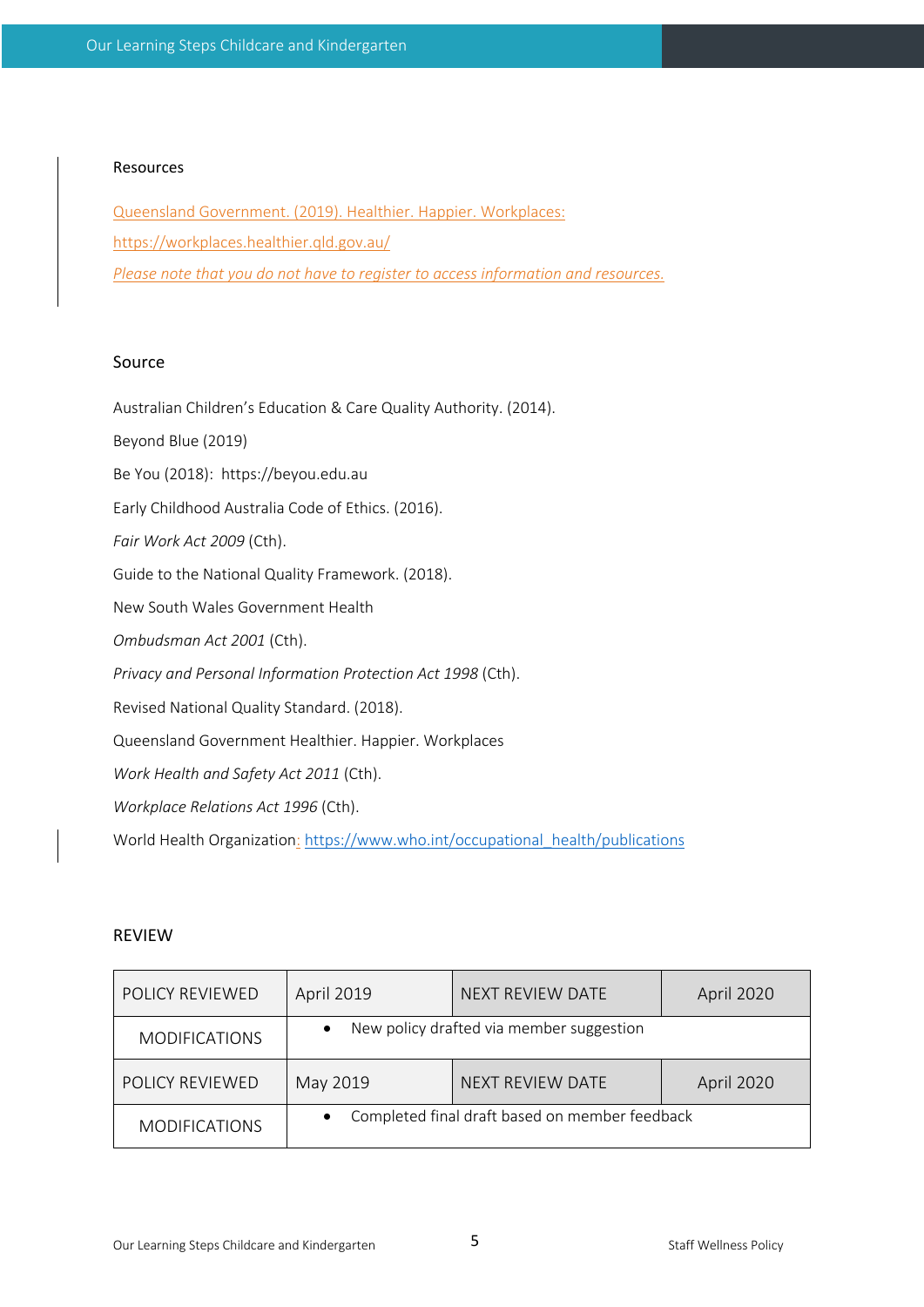## Resources

Queensland Government. (2019). Healthier. Happier. Workplaces:

https://workplaces.healthier.qld.gov.au/

*Please note that you do not have to register to access information and resources.*

## Source

Australian Children's Education & Care Quality Authority. (2014).

Beyond Blue (2019)

Be You (2018): https://beyou.edu.au

Early Childhood Australia Code of Ethics. (2016).

*Fair Work Act 2009* (Cth).

Guide to the National Quality Framework. (2018).

New South Wales Government Health

*Ombudsman Act 2001* (Cth).

*Privacy and Personal Information Protection Act 1998* (Cth).

Revised National Quality Standard. (2018).

Queensland Government Healthier. Happier. Workplaces

*Work Health and Safety Act 2011* (Cth).

*Workplace Relations Act 1996* (Cth).

World Health Organization: https://www.who.int/occupational_health/publications

## REVIEW

| | | | |
|---|---|---|---|
| POLICY REVIEWED | April 2019 | NEXT REVIEW DATE | April 2020 |
| MODIFICATIONS | • New policy drafted via member suggestion | | |
| POLICY REVIEWED | May 2019 | NEXT REVIEW DATE | April 2020 |
| MODIFICATIONS | • Completed final draft based on member feedback | | |